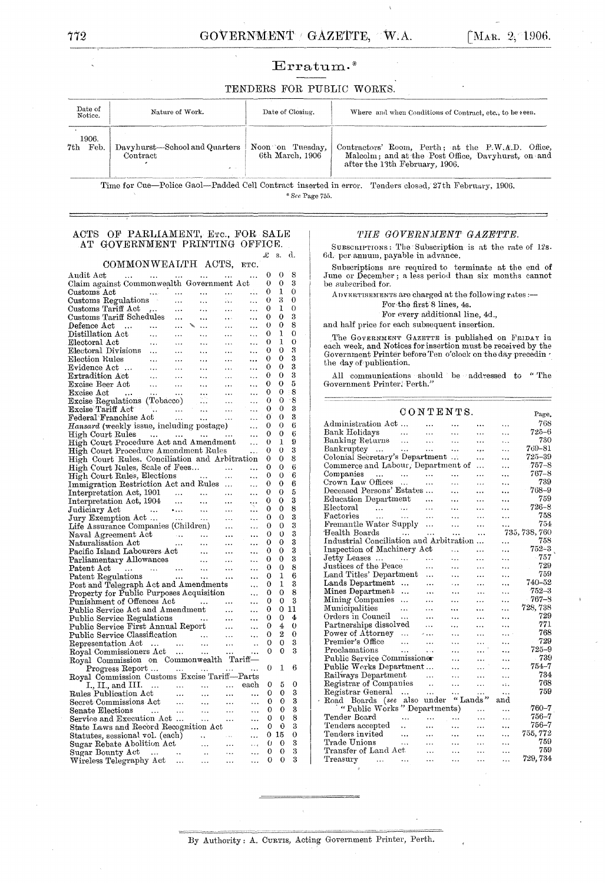# Erratum.*

## TENDERS FOR PUBLIC WORKS.

| Date of Notice. | Nature of Work. | Date of Closing. | Where and when Conditions of Contract, etc., to be seen. |
|---|---|---|---|
| 1906. 7th Feb. | Davyhurst—School and Quarters Contract | Noon on Tuesday, 6th March, 1906 | Contractors' Room, Perth; at the P.W.A.D. Office, Malcolm; and at the Post Office, Davyhurst, on and after the 13th February, 1906. |

Time for Cue—Police Gaol—Padded Cell Contract inserted in error. Tenders closed, 27th February, 1906.

\* See Page 755.

## ACTS OF PARLIAMENT, ETC., FOR SALE AT GOVERNMENT PRINTING OFFICE.

### COMMONWEALTH ACTS, ETC.

| | £ | s. | d. |
|---|---|---|---|
| Audit Act | 0 | 0 | 8 |
| Claim against Commonwealth Government Act | 0 | 0 | 3 |
| Customs Act | 0 | 1 | 0 |
| Customs Regulations | 0 | 3 | 0 |
| Customs Tariff Act | 0 | 1 | 0 |
| Customs Tariff Schedules | 0 | 0 | 3 |
| Defence Act | 0 | 0 | 8 |
| Distillation Act | 0 | 1 | 0 |
| Electoral Act | 0 | 1 | 0 |
| Electoral Divisions | 0 | 0 | 3 |
| Election Rules | 0 | 0 | 3 |
| Evidence Act | 0 | 0 | 3 |
| Extradition Act | 0 | 0 | 3 |
| Excise Beer Act | 0 | 0 | 5 |
| Excise Act | 0 | 0 | 8 |
| Excise Regulations (Tobacco) | 0 | 0 | 8 |
| Excise Tariff Act | 0 | 0 | 3 |
| Federal Franchise Act | 0 | 0 | 3 |
| *Hansard* (weekly issue, including postage) | 0 | 0 | 6 |
| High Court Rules | 0 | 0 | 6 |
| High Court Procedure Act and Amendment | 0 | 1 | 9 |
| High Court Procedure Amendment Rules | 0 | 0 | 3 |
| High Court Rules, Conciliation and Arbitration | 0 | 0 | 8 |
| High Court Rules, Scale of Fees | 0 | 0 | 6 |
| High Court Rules, Elections | 0 | 0 | 6 |
| Immigration Restriction Act and Rules | 0 | 0 | 6 |
| Interpretation Act, 1901 | 0 | 0 | 5 |
| Interpretation Act, 1904 | 0 | 0 | 3 |
| Judiciary Act | 0 | 0 | 8 |
| Jury Exemption Act | 0 | 0 | 3 |
| Life Assurance Companies (Children) | 0 | 0 | 3 |
| Naval Agreement Act | 0 | 0 | 3 |
| Naturalisation Act | 0 | 0 | 3 |
| Pacific Island Labourers Act | 0 | 0 | 3 |
| Parliamentary Allowances | 0 | 0 | 3 |
| Patent Act | 0 | 0 | 8 |
| Patent Regulations | 0 | 1 | 6 |
| Post and Telegraph Act and Amendments | 0 | 1 | 3 |
| Property for Public Purposes Acquisition | 0 | 0 | 8 |
| Punishment of Offences Act | 0 | 0 | 3 |
| Public Service Act and Amendment | 0 | 0 | 11 |
| Public Service Regulations | 0 | 0 | 4 |
| Public Service First Annual Report | 0 | 4 | 0 |
| Public Service Classification | 0 | 2 | 0 |
| Representation Act | 0 | 0 | 3 |
| Royal Commissioners Act | 0 | 0 | 3 |
| Royal Commission on Commonwealth Tariff—Progress Report | 0 | 1 | 6 |
| Royal Commission Customs Excise Tariff—Parts I., II., and III. ... each | 0 | 5 | 0 |
| Rules Publication Act | 0 | 0 | 3 |
| Secret Commissions Act | 0 | 0 | 3 |
| Senate Elections | 0 | 0 | 3 |
| Service and Execution Act | 0 | 0 | 8 |
| State Laws and Record Recognition Act | 0 | 0 | 3 |
| Statutes, sessional vol. (each) | 0 | 15 | 0 |
| Sugar Rebate Abolition Act | 0 | 0 | 3 |
| Sugar Bounty Act | 0 | 0 | 3 |
| Wireless Telegraphy Act | 0 | 0 | 3 |

## *THE GOVERNMENT GAZETTE.*

SUBSCRIPTIONS: The Subscription is at the rate of 12s. 6d. per annum, payable in advance.

Subscriptions are required to terminate at the end of June or December; a less period than six months cannot be subscribed for.

ADVERTISEMENTS are charged at the following rates:—
For the first 8 lines, 4s.
For every additional line, 4d.,
and half price for each subsequent insertion.

The GOVERNMENT GAZETTE is published on FRIDAY in each week, and Notices for insertion must be received by the Government Printer before Ten o'clock on the day preceding the day of publication.

All communications should be addressed to "The Government Printer, Perth."

## CONTENTS.

| | Page. |
|---|---|
| Administration Act | 768 |
| Bank Holidays | 725–6 |
| Banking Returns | 730 |
| Bankruptcy | 769–81 |
| Colonial Secretary's Department | 725–39 |
| Commerce and Labour, Department of | 757–8 |
| Companies | 767–8 |
| Crown Law Offices | 739 |
| Deceased Persons' Estates | 768–9 |
| Education Department | 759 |
| Electoral | 726–8 |
| Factories | 758 |
| Fremantle Water Supply | 754 |
| Health Boards | 735, 738, 760 |
| Industrial Conciliation and Arbitration | 758 |
| Inspection of Machinery Act | 752–3 |
| Jetty Leases | 757 |
| Justices of the Peace | 729 |
| Land Titles' Department | 759 |
| Lands Department | 740–52 |
| Mines Department | 752–3 |
| Mining Companies | 767–8 |
| Municipalities | 728, 738 |
| Orders in Council | 729 |
| Partnerships dissolved | 771 |
| Power of Attorney | 768 |
| Premier's Office | 729 |
| Proclamations | 725–9 |
| Public Service Commissioner | 739 |
| Public Works Department | 754–7 |
| Railways Department | 734 |
| Registrar of Companies | 768 |
| Registrar General | 759 |
| Road Boards (*see* also under "Lands" and "Public Works" Departments) | 760–7 |
| Tender Board | 756–7 |
| Tenders accepted | 756–7 |
| Tenders invited | 755, 772 |
| Trade Unions | 759 |
| Transfer of Land Act | 759 |
| Treasury | 729, 734 |

By Authority: A. CURTIS, Acting Government Printer, Perth.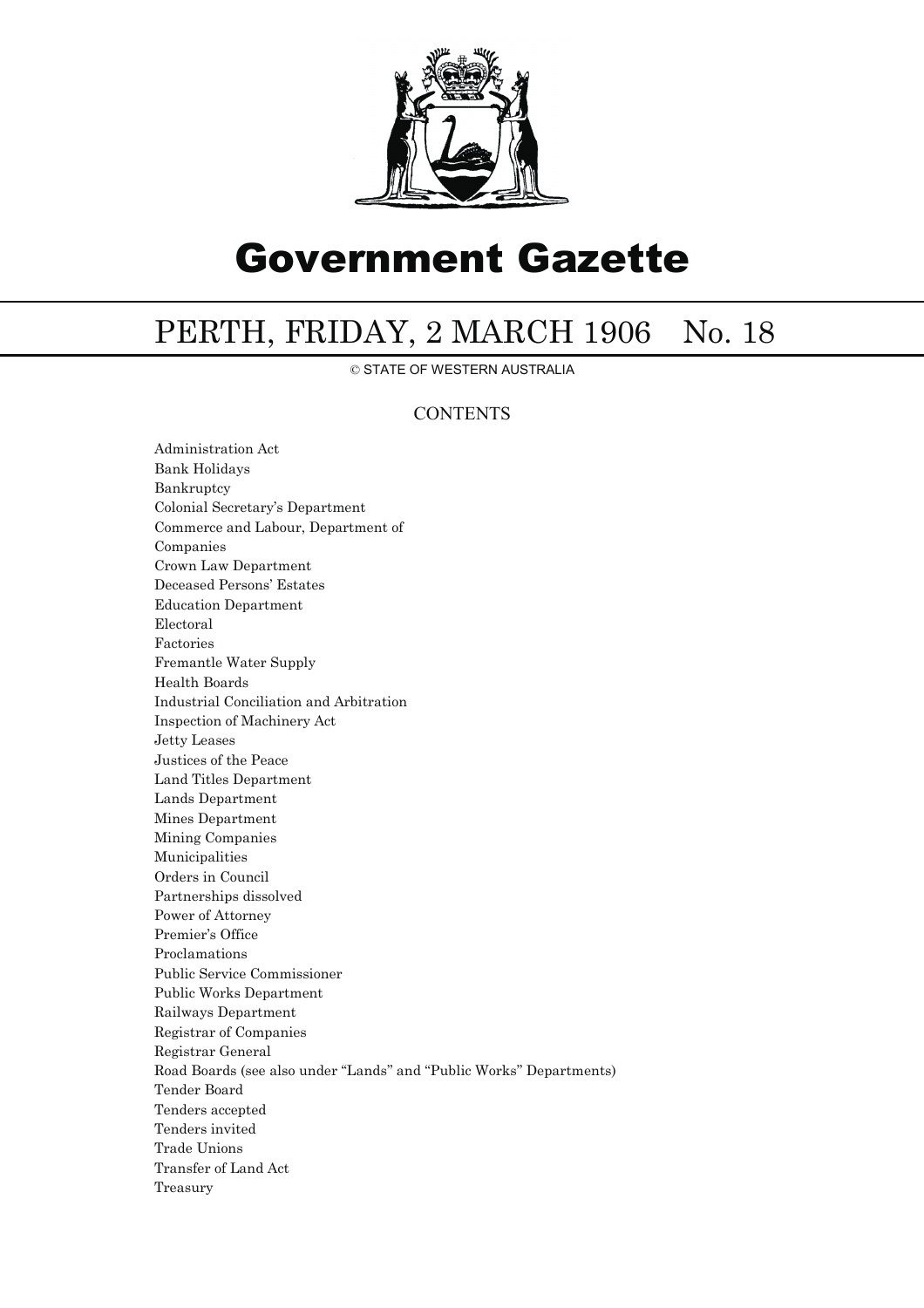# Government Gazette

## PERTH, FRIDAY, 2 MARCH 1906 No. 18

© STATE OF WESTERN AUSTRALIA

### CONTENTS

Administration Act
Bank Holidays
Bankruptcy
Colonial Secretary's Department
Commerce and Labour, Department of
Companies
Crown Law Department
Deceased Persons' Estates
Education Department
Electoral
Factories
Fremantle Water Supply
Health Boards
Industrial Conciliation and Arbitration
Inspection of Machinery Act
Jetty Leases
Justices of the Peace
Land Titles Department
Lands Department
Mines Department
Mining Companies
Municipalities
Orders in Council
Partnerships dissolved
Power of Attorney
Premier's Office
Proclamations
Public Service Commissioner
Public Works Department
Railways Department
Registrar of Companies
Registrar General
Road Boards (see also under "Lands" and "Public Works" Departments)
Tender Board
Tenders accepted
Tenders invited
Trade Unions
Transfer of Land Act
Treasury